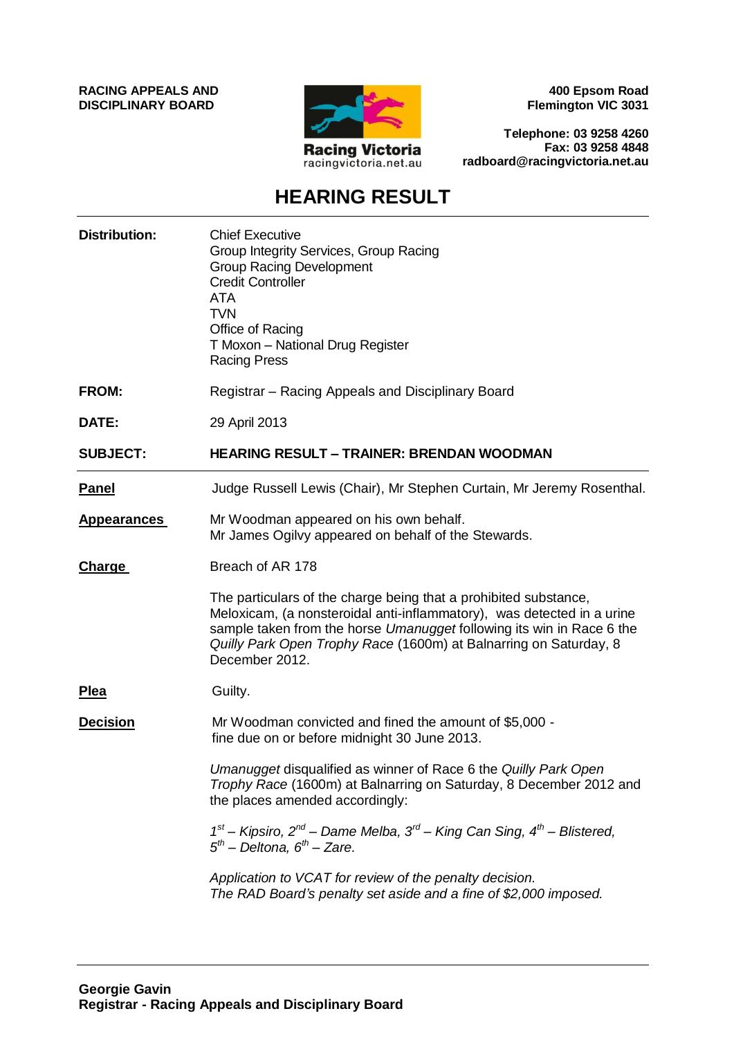**RACING APPEALS AND DISCIPLINARY BOARD**

Racing Victoria
racingvictoria.net.au

**400 Epsom Road**
**Flemington VIC 3031**

**Telephone: 03 9258 4260**
**Fax: 03 9258 4848**
**radboard@racingvictoria.net.au**

# HEARING RESULT

**Distribution:** Chief Executive
Group Integrity Services, Group Racing
Group Racing Development
Credit Controller
ATA
TVN
Office of Racing
T Moxon – National Drug Register
Racing Press

**FROM:** Registrar – Racing Appeals and Disciplinary Board

**DATE:** 29 April 2013

**SUBJECT:** **HEARING RESULT – TRAINER: BRENDAN WOODMAN**

---

**Panel** Judge Russell Lewis (Chair), Mr Stephen Curtain, Mr Jeremy Rosenthal.

**Appearances** Mr Woodman appeared on his own behalf.
Mr James Ogilvy appeared on behalf of the Stewards.

**Charge** Breach of AR 178

The particulars of the charge being that a prohibited substance, Meloxicam, (a nonsteroidal anti-inflammatory), was detected in a urine sample taken from the horse *Umanugget* following its win in Race 6 the *Quilly Park Open Trophy Race* (1600m) at Balnarring on Saturday, 8 December 2012.

**Plea** Guilty.

**Decision** Mr Woodman convicted and fined the amount of $5,000 - fine due on or before midnight 30 June 2013.

*Umanugget* disqualified as winner of Race 6 the *Quilly Park Open Trophy Race* (1600m) at Balnarring on Saturday, 8 December 2012 and the places amended accordingly:

*1st – Kipsiro, 2nd – Dame Melba, 3rd – King Can Sing, 4th – Blistered, 5th – Deltona, 6th – Zare.*

*Application to VCAT for review of the penalty decision.*
*The RAD Board's penalty set aside and a fine of $2,000 imposed.*

---

**Georgie Gavin**
**Registrar - Racing Appeals and Disciplinary Board**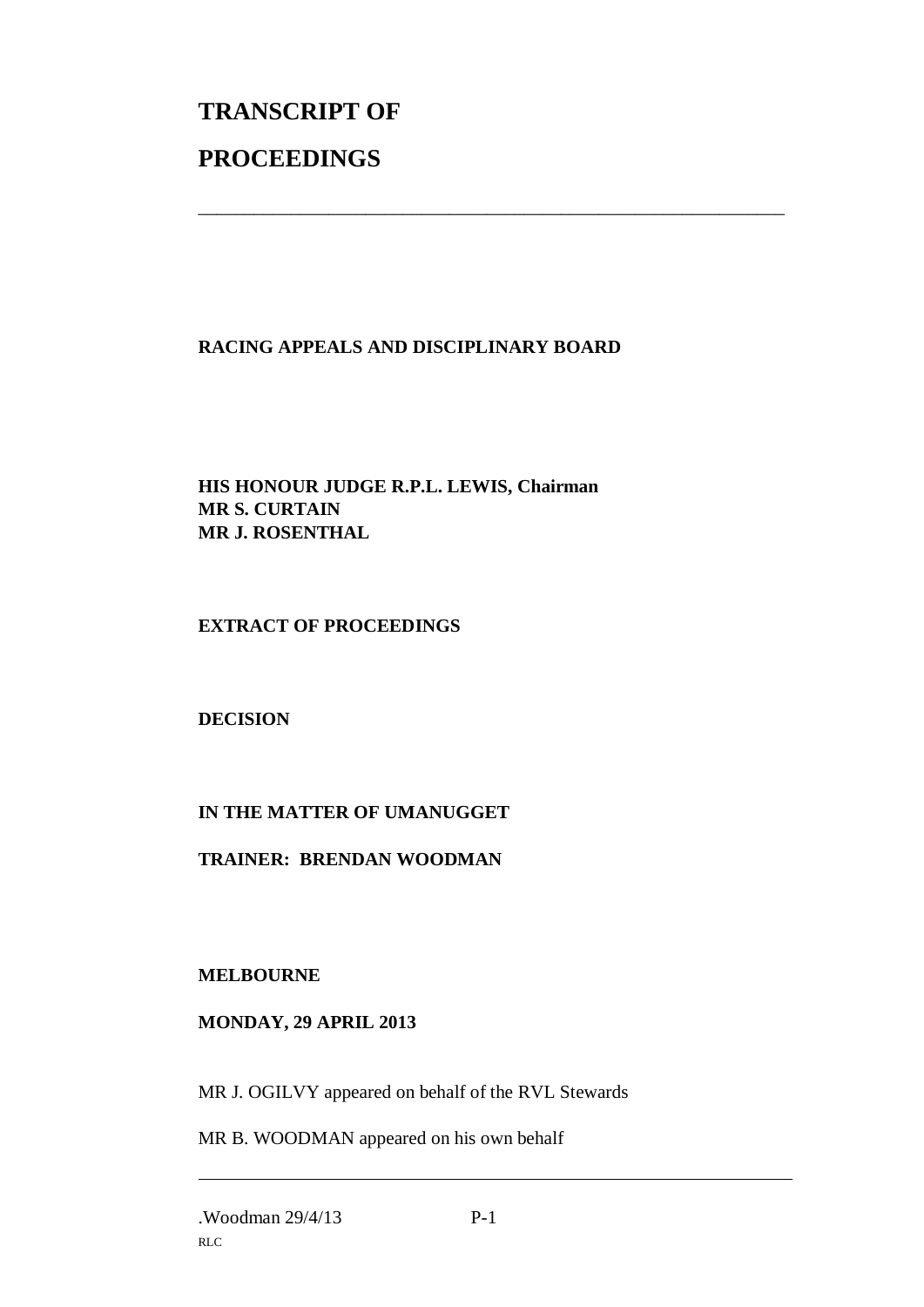# TRANSCRIPT OF

# PROCEEDINGS

---

**RACING APPEALS AND DISCIPLINARY BOARD**

**HIS HONOUR JUDGE R.P.L. LEWIS, Chairman**
**MR S. CURTAIN**
**MR J. ROSENTHAL**

**EXTRACT OF PROCEEDINGS**

**DECISION**

**IN THE MATTER OF UMANUGGET**

**TRAINER: BRENDAN WOODMAN**

**MELBOURNE**

**MONDAY, 29 APRIL 2013**

MR J. OGILVY appeared on behalf of the RVL Stewards

MR B. WOODMAN appeared on his own behalf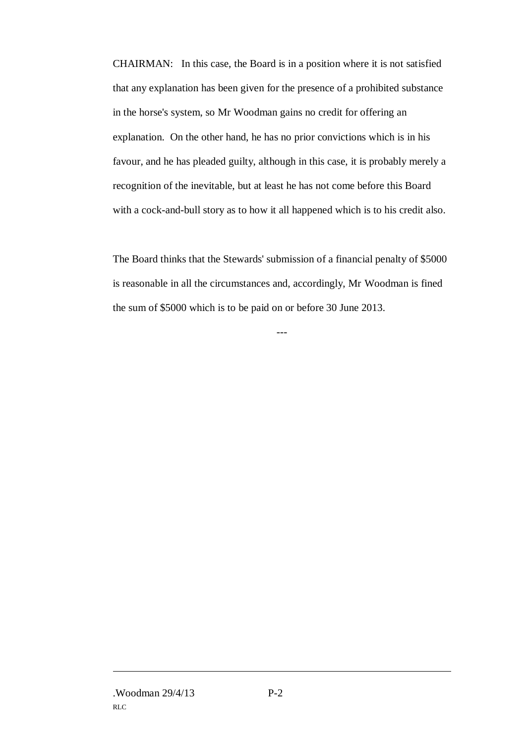CHAIRMAN: In this case, the Board is in a position where it is not satisfied that any explanation has been given for the presence of a prohibited substance in the horse's system, so Mr Woodman gains no credit for offering an explanation. On the other hand, he has no prior convictions which is in his favour, and he has pleaded guilty, although in this case, it is probably merely a recognition of the inevitable, but at least he has not come before this Board with a cock-and-bull story as to how it all happened which is to his credit also.

The Board thinks that the Stewards' submission of a financial penalty of $5000 is reasonable in all the circumstances and, accordingly, Mr Woodman is fined the sum of $5000 which is to be paid on or before 30 June 2013.

---